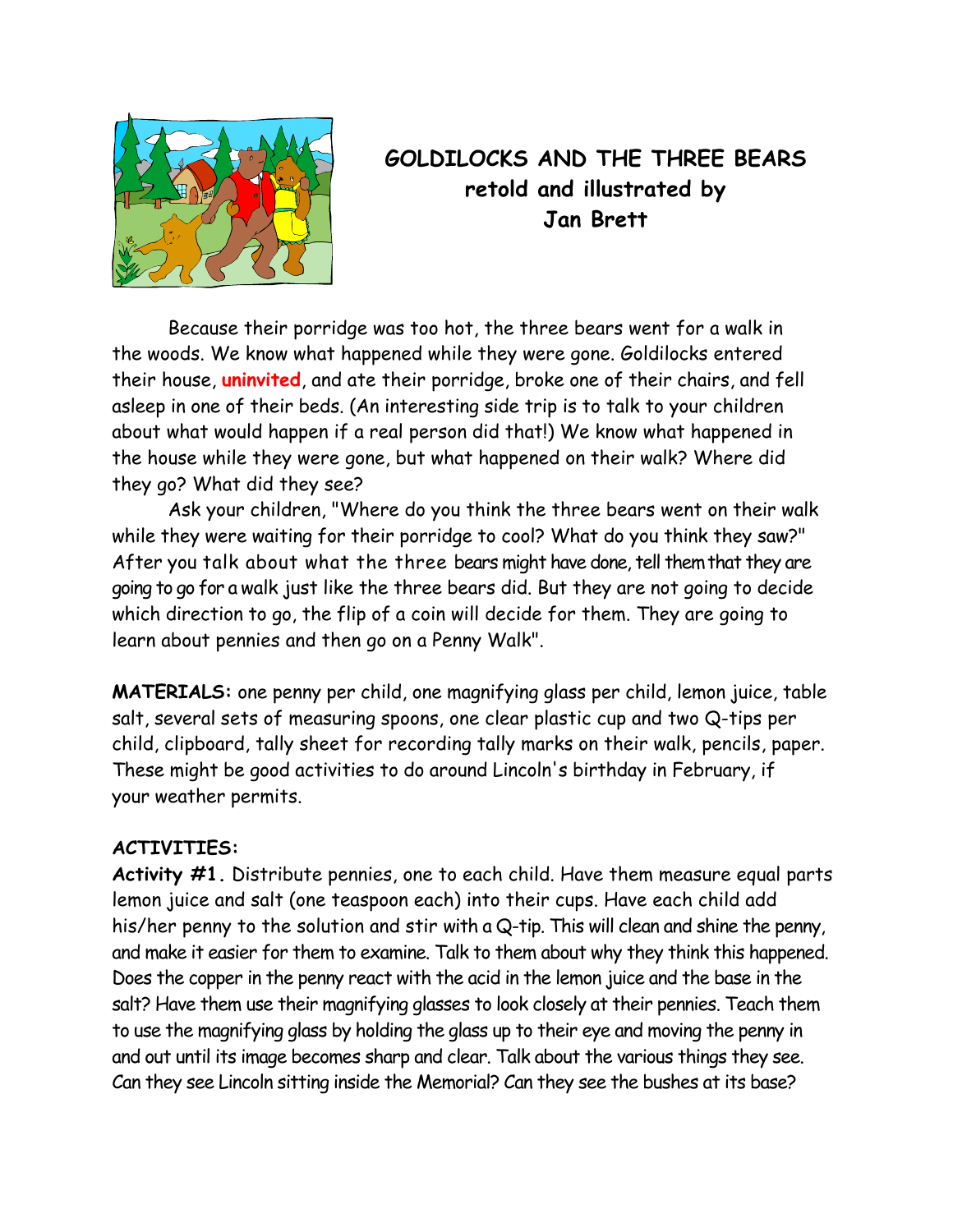# GOLDILOCKS AND THE THREE BEARS
## retold and illustrated by Jan Brett

Because their porridge was too hot, the three bears went for a walk in the woods. We know what happened while they were gone. Goldilocks entered their house, **uninvited**, and ate their porridge, broke one of their chairs, and fell asleep in one of their beds. (An interesting side trip is to talk to your children about what would happen if a real person did that!) We know what happened in the house while they were gone, but what happened on their walk? Where did they go? What did they see?

Ask your children, "Where do you think the three bears went on their walk while they were waiting for their porridge to cool? What do you think they saw?" After you talk about what the three bears might have done, tell them that they are going to go for a walk just like the three bears did. But they are not going to decide which direction to go, the flip of a coin will decide for them. They are going to learn about pennies and then go on a Penny Walk".

**MATERIALS:** one penny per child, one magnifying glass per child, lemon juice, table salt, several sets of measuring spoons, one clear plastic cup and two Q-tips per child, clipboard, tally sheet for recording tally marks on their walk, pencils, paper. These might be good activities to do around Lincoln's birthday in February, if your weather permits.

**ACTIVITIES:**

**Activity #1.** Distribute pennies, one to each child. Have them measure equal parts lemon juice and salt (one teaspoon each) into their cups. Have each child add his/her penny to the solution and stir with a Q-tip. This will clean and shine the penny, and make it easier for them to examine. Talk to them about why they think this happened. Does the copper in the penny react with the acid in the lemon juice and the base in the salt? Have them use their magnifying glasses to look closely at their pennies. Teach them to use the magnifying glass by holding the glass up to their eye and moving the penny in and out until its image becomes sharp and clear. Talk about the various things they see. Can they see Lincoln sitting inside the Memorial? Can they see the bushes at its base?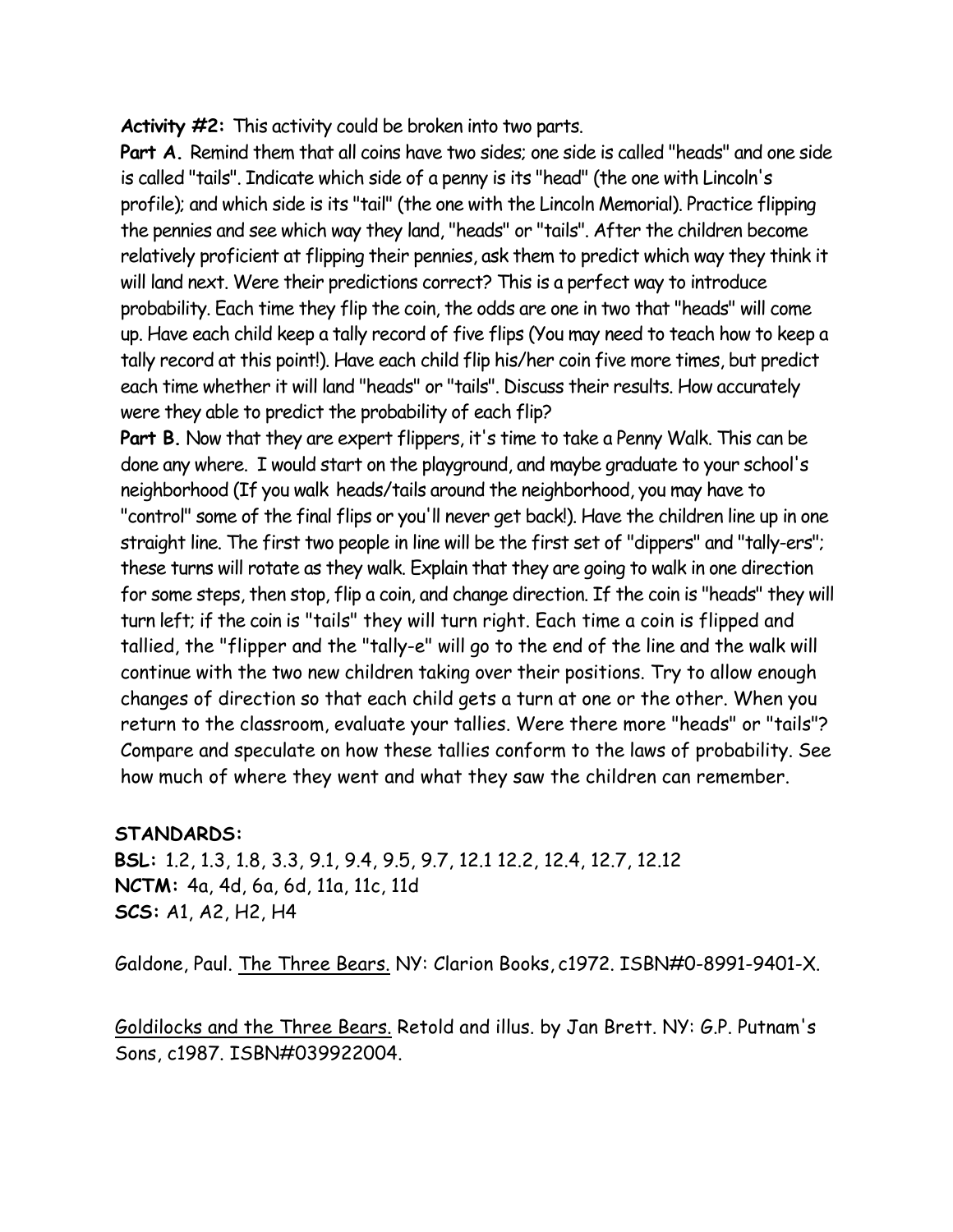**Activity #2:** This activity could be broken into two parts.

**Part A.** Remind them that all coins have two sides; one side is called "heads" and one side is called "tails". Indicate which side of a penny is its "head" (the one with Lincoln's profile); and which side is its "tail" (the one with the Lincoln Memorial). Practice flipping the pennies and see which way they land, "heads" or "tails". After the children become relatively proficient at flipping their pennies, ask them to predict which way they think it will land next. Were their predictions correct? This is a perfect way to introduce probability. Each time they flip the coin, the odds are one in two that "heads" will come up. Have each child keep a tally record of five flips (You may need to teach how to keep a tally record at this point!). Have each child flip his/her coin five more times, but predict each time whether it will land "heads" or "tails". Discuss their results. How accurately were they able to predict the probability of each flip?

**Part B.** Now that they are expert flippers, it's time to take a Penny Walk. This can be done any where. I would start on the playground, and maybe graduate to your school's neighborhood (If you walk heads/tails around the neighborhood, you may have to "control" some of the final flips or you'll never get back!). Have the children line up in one straight line. The first two people in line will be the first set of "dippers" and "tally-ers"; these turns will rotate as they walk. Explain that they are going to walk in one direction for some steps, then stop, flip a coin, and change direction. If the coin is "heads" they will turn left; if the coin is "tails" they will turn right. Each time a coin is flipped and tallied, the "flipper and the "tally-e" will go to the end of the line and the walk will continue with the two new children taking over their positions. Try to allow enough changes of direction so that each child gets a turn at one or the other. When you return to the classroom, evaluate your tallies. Were there more "heads" or "tails"? Compare and speculate on how these tallies conform to the laws of probability. See how much of where they went and what they saw the children can remember.

**STANDARDS:**

**BSL:** 1.2, 1.3, 1.8, 3.3, 9.1, 9.4, 9.5, 9.7, 12.1 12.2, 12.4, 12.7, 12.12
**NCTM:** 4a, 4d, 6a, 6d, 11a, 11c, 11d
**SCS:** A1, A2, H2, H4

Galdone, Paul. The Three Bears. NY: Clarion Books, c1972. ISBN#0-8991-9401-X.

Goldilocks and the Three Bears. Retold and illus. by Jan Brett. NY: G.P. Putnam's Sons, c1987. ISBN#039922004.